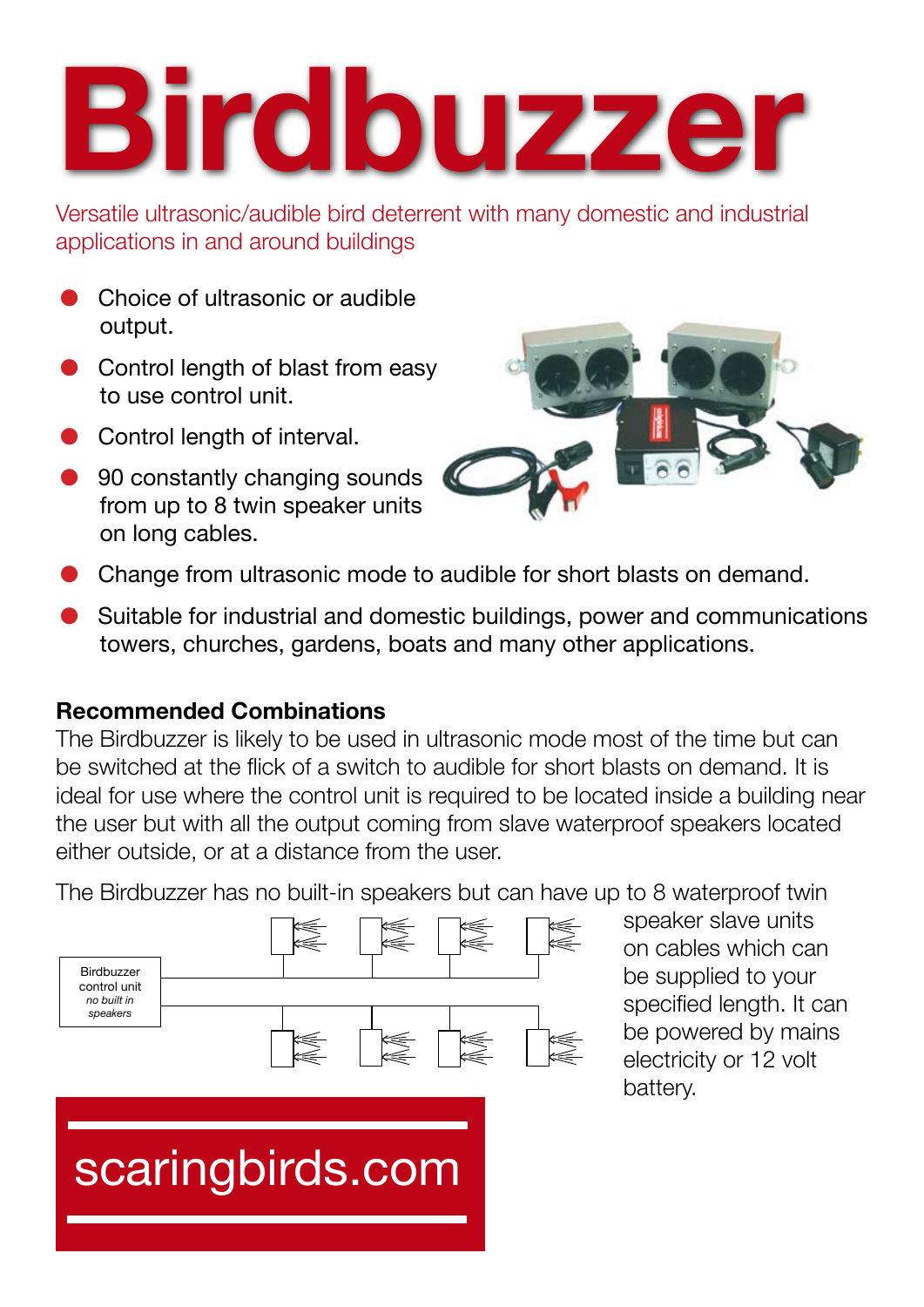# Birdbuzzer

Versatile ultrasonic/audible bird deterrent with many domestic and industrial applications in and around buildings

- Choice of ultrasonic or audible output.
- Control length of blast from easy to use control unit.
- Control length of interval.
- 90 constantly changing sounds from up to 8 twin speaker units on long cables.
- Change from ultrasonic mode to audible for short blasts on demand.
- Suitable for industrial and domestic buildings, power and communications towers, churches, gardens, boats and many other applications.

**Recommended Combinations**

The Birdbuzzer is likely to be used in ultrasonic mode most of the time but can be switched at the flick of a switch to audible for short blasts on demand. It is ideal for use where the control unit is required to be located inside a building near the user but with all the output coming from slave waterproof speakers located either outside, or at a distance from the user.

The Birdbuzzer has no built-in speakers but can have up to 8 waterproof twin speaker slave units on cables which can be supplied to your specified length. It can be powered by mains electricity or 12 volt battery.

Birdbuzzer control unit
*no built in speakers*

scaringbirds.com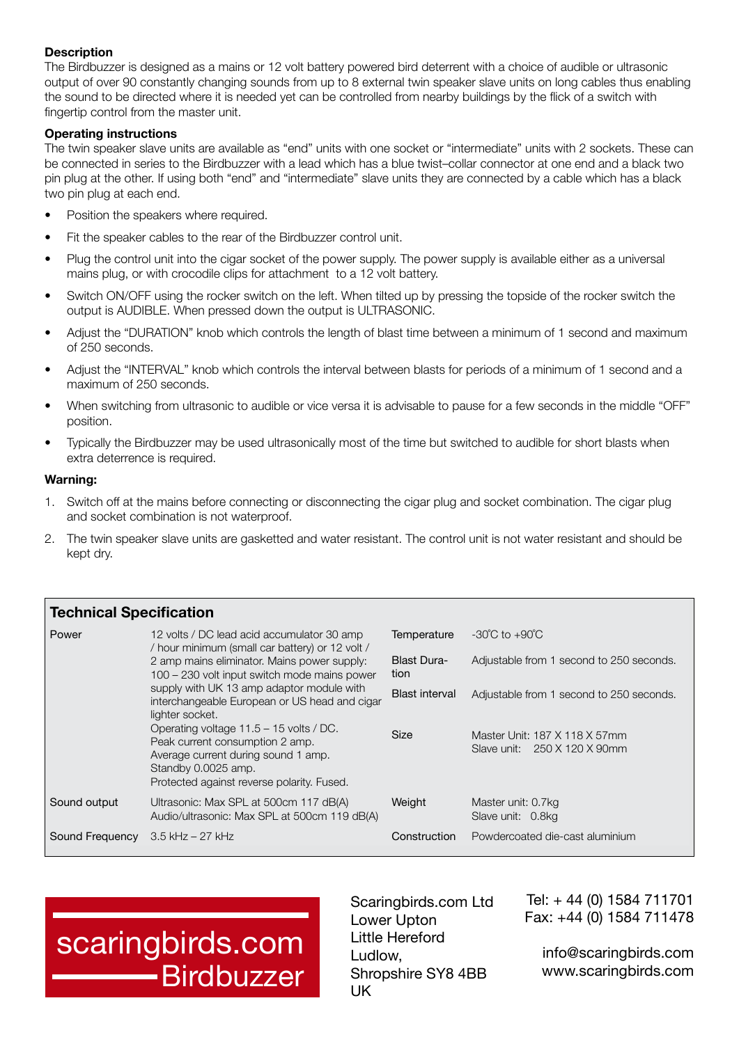**Description**

The Birdbuzzer is designed as a mains or 12 volt battery powered bird deterrent with a choice of audible or ultrasonic output of over 90 constantly changing sounds from up to 8 external twin speaker slave units on long cables thus enabling the sound to be directed where it is needed yet can be controlled from nearby buildings by the flick of a switch with fingertip control from the master unit.

**Operating instructions**

The twin speaker slave units are available as "end" units with one socket or "intermediate" units with 2 sockets. These can be connected in series to the Birdbuzzer with a lead which has a blue twist–collar connector at one end and a black two pin plug at the other. If using both "end" and "intermediate" slave units they are connected by a cable which has a black two pin plug at each end.

- Position the speakers where required.
- Fit the speaker cables to the rear of the Birdbuzzer control unit.
- Plug the control unit into the cigar socket of the power supply. The power supply is available either as a universal mains plug, or with crocodile clips for attachment to a 12 volt battery.
- Switch ON/OFF using the rocker switch on the left. When tilted up by pressing the topside of the rocker switch the output is AUDIBLE. When pressed down the output is ULTRASONIC.
- Adjust the "DURATION" knob which controls the length of blast time between a minimum of 1 second and maximum of 250 seconds.
- Adjust the "INTERVAL" knob which controls the interval between blasts for periods of a minimum of 1 second and a maximum of 250 seconds.
- When switching from ultrasonic to audible or vice versa it is advisable to pause for a few seconds in the middle "OFF" position.
- Typically the Birdbuzzer may be used ultrasonically most of the time but switched to audible for short blasts when extra deterrence is required.

**Warning:**

1. Switch off at the mains before connecting or disconnecting the cigar plug and socket combination. The cigar plug and socket combination is not waterproof.
2. The twin speaker slave units are gasketted and water resistant. The control unit is not water resistant and should be kept dry.

## Technical Specification

| | | | |
|---|---|---|---|
| Power | 12 volts / DC lead acid accumulator 30 amp / hour minimum (small car battery) or 12 volt / 2 amp mains eliminator. Mains power supply: 100 – 230 volt input switch mode mains power supply with UK 13 amp adaptor module with interchangeable European or US head and cigar lighter socket.<br>Operating voltage 11.5 – 15 volts / DC.<br>Peak current consumption 2 amp.<br>Average current during sound 1 amp.<br>Standby 0.0025 amp.<br>Protected against reverse polarity. Fused. | Temperature<br><br>Blast Duration<br><br>Blast interval<br><br>Size | -30˚C to +90˚C<br><br>Adjustable from 1 second to 250 seconds.<br><br>Adjustable from 1 second to 250 seconds.<br><br>Master Unit: 187 X 118 X 57mm<br>Slave unit: 250 X 120 X 90mm |
| Sound output | Ultrasonic: Max SPL at 500cm 117 dB(A)<br>Audio/ultrasonic: Max SPL at 500cm 119 dB(A) | Weight | Master unit: 0.7kg<br>Slave unit: 0.8kg |
| Sound Frequency | 3.5 kHz – 27 kHz | Construction | Powdercoated die-cast aluminium |

scaringbirds.com
Birdbuzzer

Scaringbirds.com Ltd
Lower Upton
Little Hereford
Ludlow,
Shropshire SY8 4BB
UK

Tel: + 44 (0) 1584 711701
Fax: +44 (0) 1584 711478

info@scaringbirds.com
www.scaringbirds.com